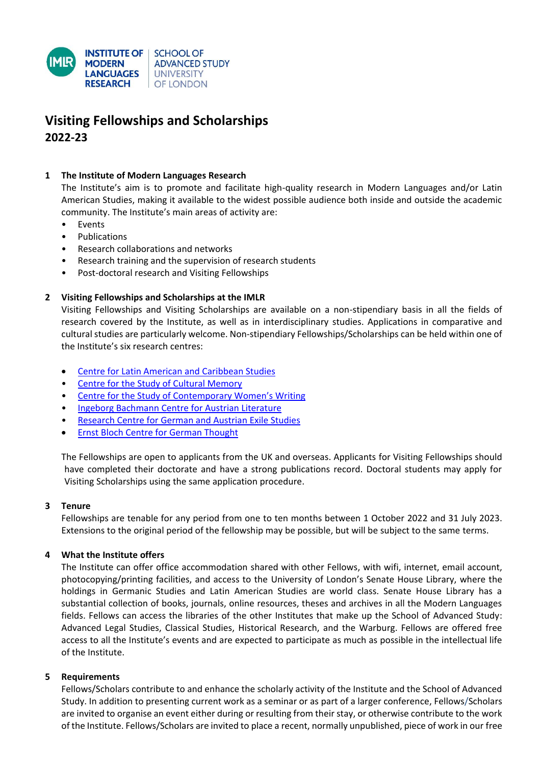INSTITUTE OF MODERN LANGUAGES RESEARCH | SCHOOL OF ADVANCED STUDY UNIVERSITY OF LONDON

# Visiting Fellowships and Scholarships
## 2022-23

**1 The Institute of Modern Languages Research**

The Institute's aim is to promote and facilitate high-quality research in Modern Languages and/or Latin American Studies, making it available to the widest possible audience both inside and outside the academic community. The Institute's main areas of activity are:

- Events
- Publications
- Research collaborations and networks
- Research training and the supervision of research students
- Post-doctoral research and Visiting Fellowships

**2 Visiting Fellowships and Scholarships at the IMLR**

Visiting Fellowships and Visiting Scholarships are available on a non-stipendiary basis in all the fields of research covered by the Institute, as well as in interdisciplinary studies. Applications in comparative and cultural studies are particularly welcome. Non-stipendiary Fellowships/Scholarships can be held within one of the Institute's six research centres:

- Centre for Latin American and Caribbean Studies
- Centre for the Study of Cultural Memory
- Centre for the Study of Contemporary Women's Writing
- Ingeborg Bachmann Centre for Austrian Literature
- Research Centre for German and Austrian Exile Studies
- Ernst Bloch Centre for German Thought

The Fellowships are open to applicants from the UK and overseas. Applicants for Visiting Fellowships should have completed their doctorate and have a strong publications record. Doctoral students may apply for Visiting Scholarships using the same application procedure.

**3 Tenure**

Fellowships are tenable for any period from one to ten months between 1 October 2022 and 31 July 2023. Extensions to the original period of the fellowship may be possible, but will be subject to the same terms.

**4 What the Institute offers**

The Institute can offer office accommodation shared with other Fellows, with wifi, internet, email account, photocopying/printing facilities, and access to the University of London's Senate House Library, where the holdings in Germanic Studies and Latin American Studies are world class. Senate House Library has a substantial collection of books, journals, online resources, theses and archives in all the Modern Languages fields. Fellows can access the libraries of the other Institutes that make up the School of Advanced Study: Advanced Legal Studies, Classical Studies, Historical Research, and the Warburg. Fellows are offered free access to all the Institute's events and are expected to participate as much as possible in the intellectual life of the Institute.

**5 Requirements**

Fellows/Scholars contribute to and enhance the scholarly activity of the Institute and the School of Advanced Study. In addition to presenting current work as a seminar or as part of a larger conference, Fellows/Scholars are invited to organise an event either during or resulting from their stay, or otherwise contribute to the work of the Institute. Fellows/Scholars are invited to place a recent, normally unpublished, piece of work in our free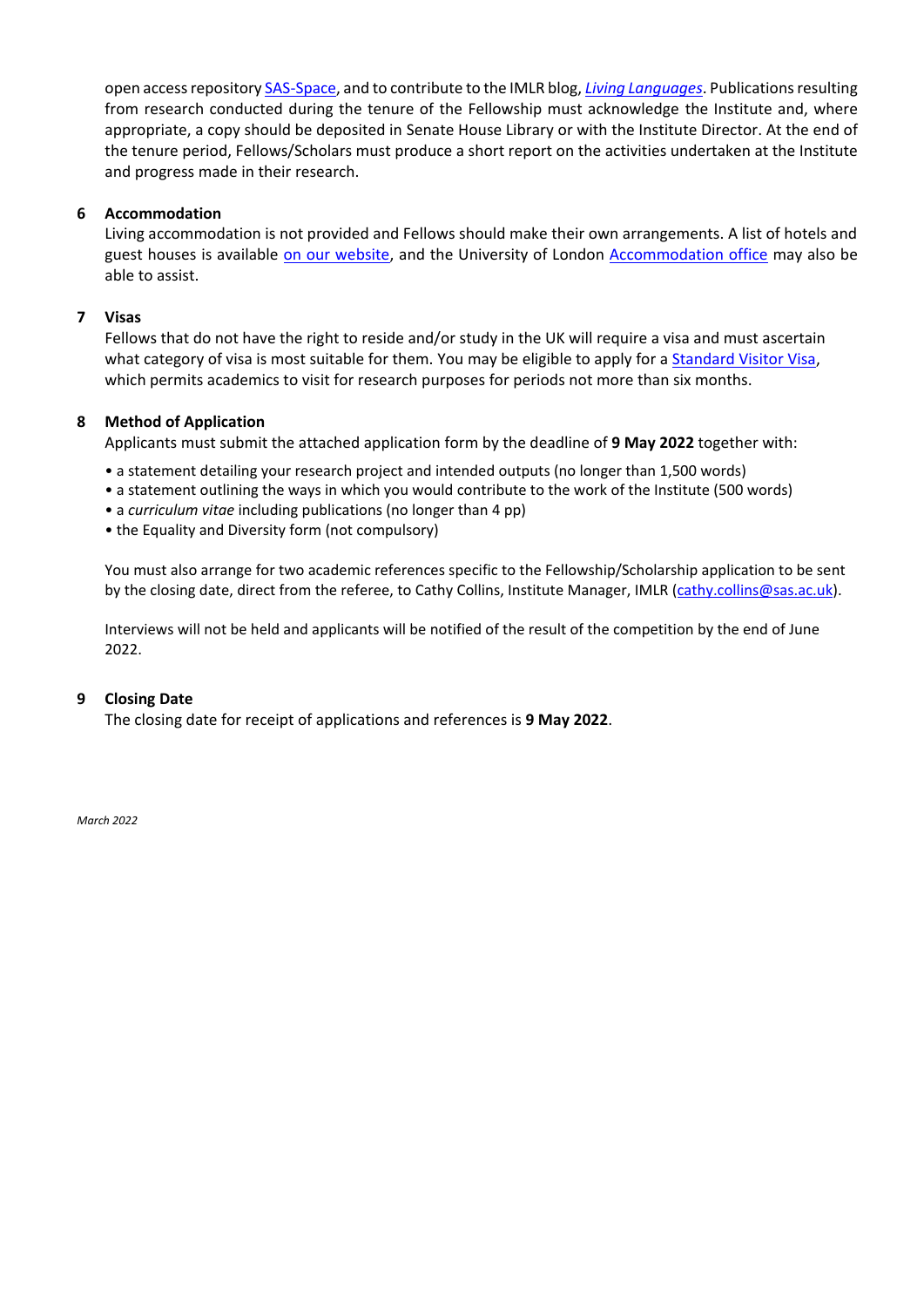open access repository SAS-Space, and to contribute to the IMLR blog, *Living Languages*. Publications resulting from research conducted during the tenure of the Fellowship must acknowledge the Institute and, where appropriate, a copy should be deposited in Senate House Library or with the Institute Director. At the end of the tenure period, Fellows/Scholars must produce a short report on the activities undertaken at the Institute and progress made in their research.

## 6 Accommodation

Living accommodation is not provided and Fellows should make their own arrangements. A list of hotels and guest houses is available on our website, and the University of London Accommodation office may also be able to assist.

## 7 Visas

Fellows that do not have the right to reside and/or study in the UK will require a visa and must ascertain what category of visa is most suitable for them. You may be eligible to apply for a Standard Visitor Visa, which permits academics to visit for research purposes for periods not more than six months.

## 8 Method of Application

Applicants must submit the attached application form by the deadline of **9 May 2022** together with:

- a statement detailing your research project and intended outputs (no longer than 1,500 words)
- a statement outlining the ways in which you would contribute to the work of the Institute (500 words)
- a *curriculum vitae* including publications (no longer than 4 pp)
- the Equality and Diversity form (not compulsory)

You must also arrange for two academic references specific to the Fellowship/Scholarship application to be sent by the closing date, direct from the referee, to Cathy Collins, Institute Manager, IMLR (cathy.collins@sas.ac.uk).

Interviews will not be held and applicants will be notified of the result of the competition by the end of June 2022.

## 9 Closing Date

The closing date for receipt of applications and references is **9 May 2022**.

*March 2022*